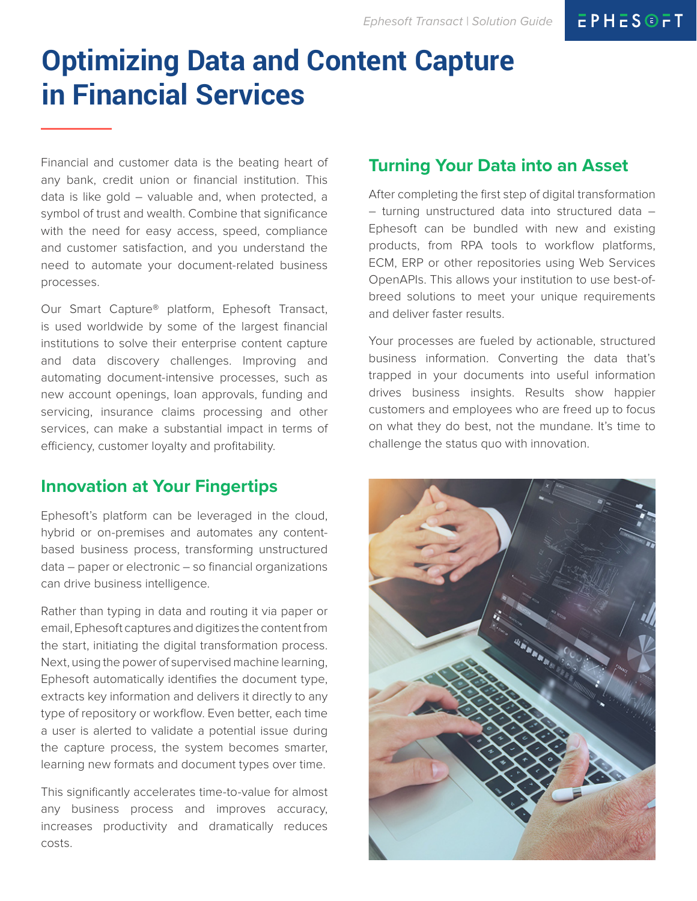# Optimizing Data and Content Capture in Financial Services

Financial and customer data is the beating heart of any bank, credit union or financial institution. This data is like gold – valuable and, when protected, a symbol of trust and wealth. Combine that significance with the need for easy access, speed, compliance and customer satisfaction, and you understand the need to automate your document-related business processes.

Our Smart Capture® platform, Ephesoft Transact, is used worldwide by some of the largest financial institutions to solve their enterprise content capture and data discovery challenges. Improving and automating document-intensive processes, such as new account openings, loan approvals, funding and servicing, insurance claims processing and other services, can make a substantial impact in terms of efficiency, customer loyalty and profitability.

## Innovation at Your Fingertips

Ephesoft's platform can be leveraged in the cloud, hybrid or on-premises and automates any content-based business process, transforming unstructured data – paper or electronic – so financial organizations can drive business intelligence.

Rather than typing in data and routing it via paper or email, Ephesoft captures and digitizes the content from the start, initiating the digital transformation process. Next, using the power of supervised machine learning, Ephesoft automatically identifies the document type, extracts key information and delivers it directly to any type of repository or workflow. Even better, each time a user is alerted to validate a potential issue during the capture process, the system becomes smarter, learning new formats and document types over time.

This significantly accelerates time-to-value for almost any business process and improves accuracy, increases productivity and dramatically reduces costs.

## Turning Your Data into an Asset

After completing the first step of digital transformation – turning unstructured data into structured data – Ephesoft can be bundled with new and existing products, from RPA tools to workflow platforms, ECM, ERP or other repositories using Web Services OpenAPIs. This allows your institution to use best-of-breed solutions to meet your unique requirements and deliver faster results.

Your processes are fueled by actionable, structured business information. Converting the data that's trapped in your documents into useful information drives business insights. Results show happier customers and employees who are freed up to focus on what they do best, not the mundane. It's time to challenge the status quo with innovation.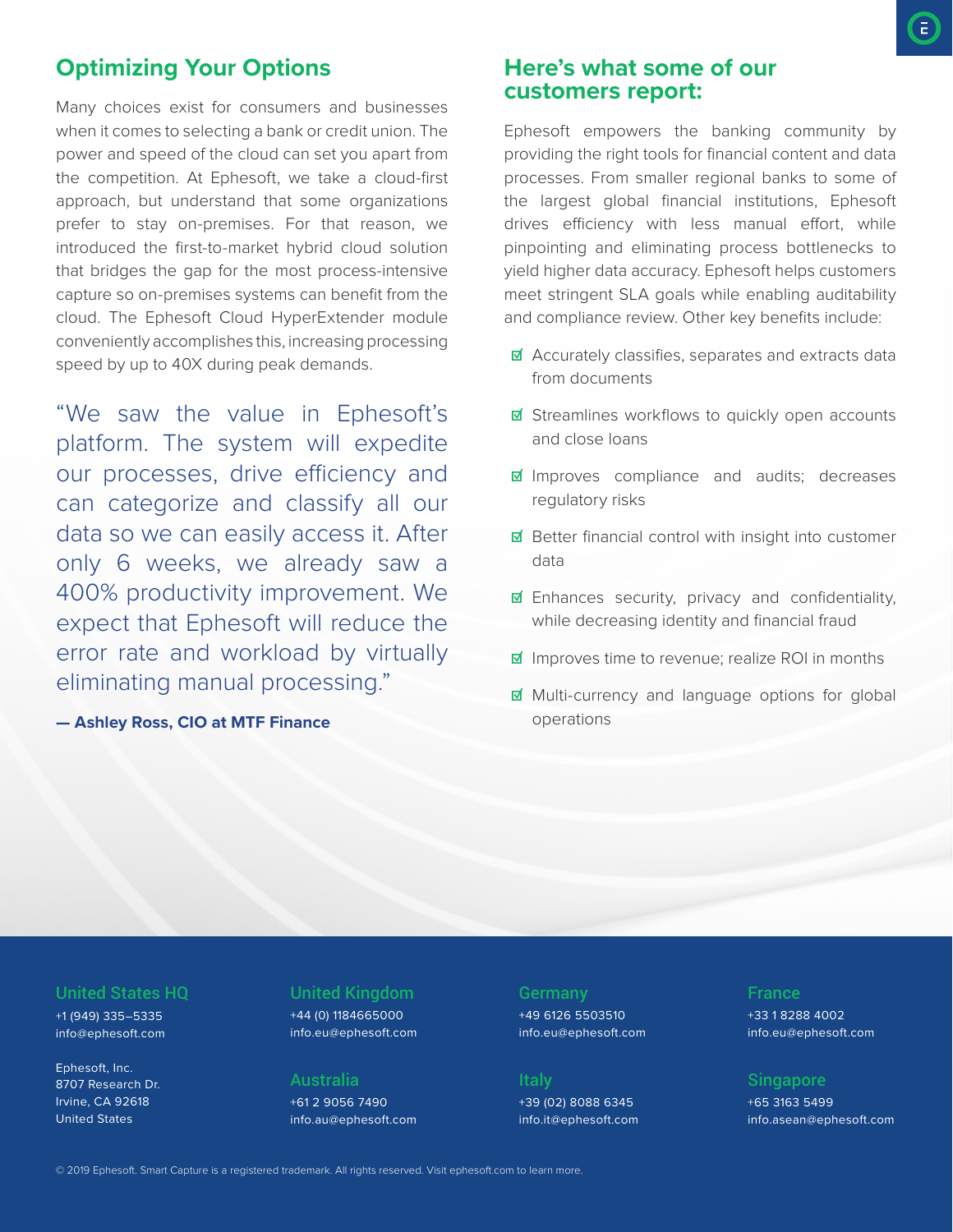## Optimizing Your Options

Many choices exist for consumers and businesses when it comes to selecting a bank or credit union. The power and speed of the cloud can set you apart from the competition. At Ephesoft, we take a cloud-first approach, but understand that some organizations prefer to stay on-premises. For that reason, we introduced the first-to-market hybrid cloud solution that bridges the gap for the most process-intensive capture so on-premises systems can benefit from the cloud. The Ephesoft Cloud HyperExtender module conveniently accomplishes this, increasing processing speed by up to 40X during peak demands.

> "We saw the value in Ephesoft's platform. The system will expedite our processes, drive efficiency and can categorize and classify all our data so we can easily access it. After only 6 weeks, we already saw a 400% productivity improvement. We expect that Ephesoft will reduce the error rate and workload by virtually eliminating manual processing."
>
> **— Ashley Ross, CIO at MTF Finance**

## Here's what some of our customers report:

Ephesoft empowers the banking community by providing the right tools for financial content and data processes. From smaller regional banks to some of the largest global financial institutions, Ephesoft drives efficiency with less manual effort, while pinpointing and eliminating process bottlenecks to yield higher data accuracy. Ephesoft helps customers meet stringent SLA goals while enabling auditability and compliance review. Other key benefits include:

- Accurately classifies, separates and extracts data from documents
- Streamlines workflows to quickly open accounts and close loans
- Improves compliance and audits; decreases regulatory risks
- Better financial control with insight into customer data
- Enhances security, privacy and confidentiality, while decreasing identity and financial fraud
- Improves time to revenue; realize ROI in months
- Multi-currency and language options for global operations

**United States HQ**
+1 (949) 335–5335
info@ephesoft.com

Ephesoft, Inc.
8707 Research Dr.
Irvine, CA 92618
United States

**United Kingdom**
+44 (0) 1184665000
info.eu@ephesoft.com

**Australia**
+61 2 9056 7490
info.au@ephesoft.com

**Germany**
+49 6126 5503510
info.eu@ephesoft.com

**Italy**
+39 (02) 8088 6345
info.it@ephesoft.com

**France**
+33 1 8288 4002
info.eu@ephesoft.com

**Singapore**
+65 3163 5499
info.asean@ephesoft.com

© 2019 Ephesoft. Smart Capture is a registered trademark. All rights reserved. Visit ephesoft.com to learn more.